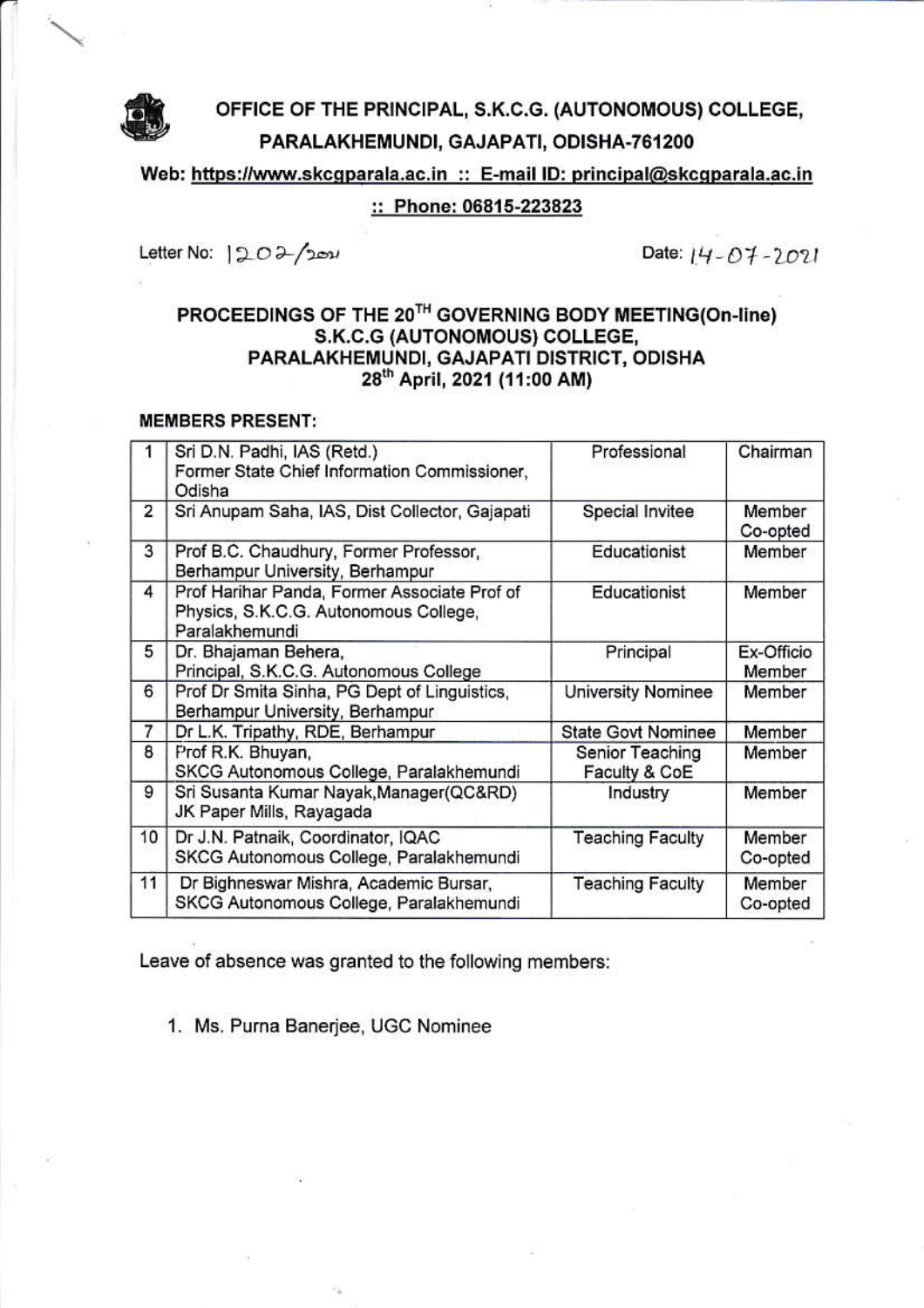# OFFICE OF THE PRINCIPAL, S.K.C.G. (AUTONOMOUS) COLLEGE, PARALAKHEMUNDI, GAJAPATI, ODISHA-761200

**Web: https://www.skcgparala.ac.in :: E-mail ID: principal@skcgparala.ac.in :: Phone: 06815-223823**

Letter No: 1202/2021

Date: 14-07-2021

## PROCEEDINGS OF THE 20TH GOVERNING BODY MEETING(On-line) S.K.C.G (AUTONOMOUS) COLLEGE, PARALAKHEMUNDI, GAJAPATI DISTRICT, ODISHA 28th April, 2021 (11:00 AM)

**MEMBERS PRESENT:**

| | | | |
|---|---|---|---|
| 1 | Sri D.N. Padhi, IAS (Retd.) Former State Chief Information Commissioner, Odisha | Professional | Chairman |
| 2 | Sri Anupam Saha, IAS, Dist Collector, Gajapati | Special Invitee | Member Co-opted |
| 3 | Prof B.C. Chaudhury, Former Professor, Berhampur University, Berhampur | Educationist | Member |
| 4 | Prof Harihar Panda, Former Associate Prof of Physics, S.K.C.G. Autonomous College, Paralakhemundi | Educationist | Member |
| 5 | Dr. Bhajaman Behera, Principal, S.K.C.G. Autonomous College | Principal | Ex-Officio Member |
| 6 | Prof Dr Smita Sinha, PG Dept of Linguistics, Berhampur University, Berhampur | University Nominee | Member |
| 7 | Dr L.K. Tripathy, RDE, Berhampur | State Govt Nominee | Member |
| 8 | Prof R.K. Bhuyan, SKCG Autonomous College, Paralakhemundi | Senior Teaching Faculty & CoE | Member |
| 9 | Sri Susanta Kumar Nayak,Manager(QC&RD) JK Paper Mills, Rayagada | Industry | Member |
| 10 | Dr J.N. Patnaik, Coordinator, IQAC SKCG Autonomous College, Paralakhemundi | Teaching Faculty | Member Co-opted |
| 11 | Dr Bighneswar Mishra, Academic Bursar, SKCG Autonomous College, Paralakhemundi | Teaching Faculty | Member Co-opted |

Leave of absence was granted to the following members:

1. Ms. Purna Banerjee, UGC Nominee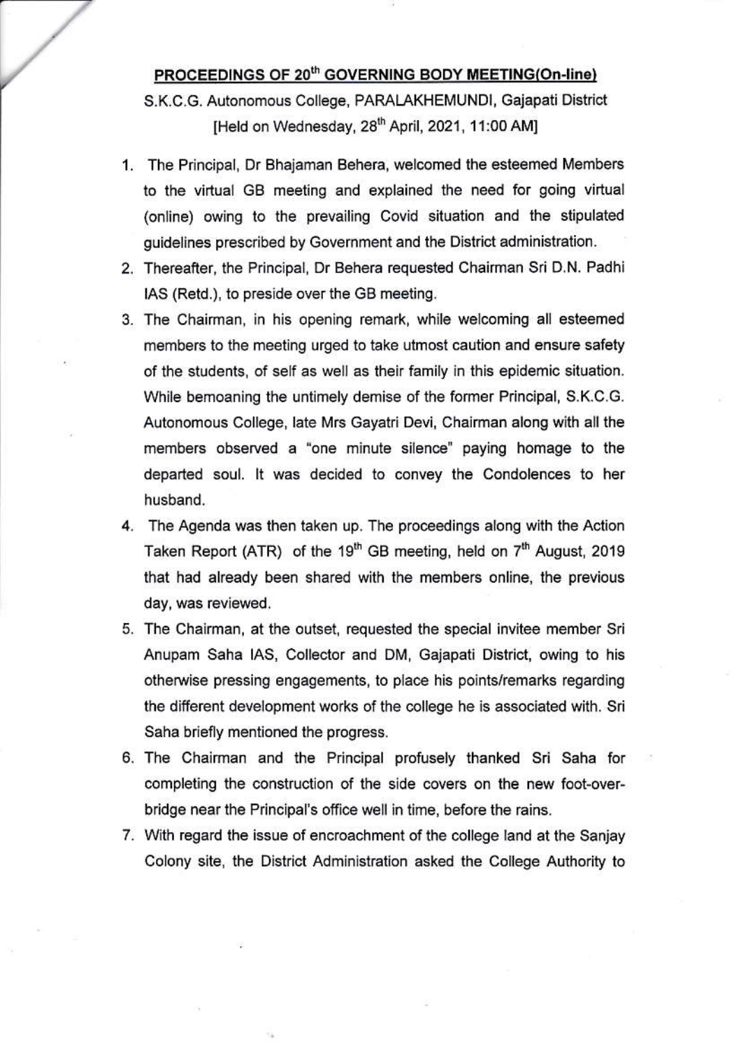**PROCEEDINGS OF 20th GOVERNING BODY MEETING(On-line)**

S.K.C.G. Autonomous College, PARALAKHEMUNDI, Gajapati District

[Held on Wednesday, 28th April, 2021, 11:00 AM]

1. The Principal, Dr Bhajaman Behera, welcomed the esteemed Members to the virtual GB meeting and explained the need for going virtual (online) owing to the prevailing Covid situation and the stipulated guidelines prescribed by Government and the District administration.
2. Thereafter, the Principal, Dr Behera requested Chairman Sri D.N. Padhi IAS (Retd.), to preside over the GB meeting.
3. The Chairman, in his opening remark, while welcoming all esteemed members to the meeting urged to take utmost caution and ensure safety of the students, of self as well as their family in this epidemic situation. While bemoaning the untimely demise of the former Principal, S.K.C.G. Autonomous College, late Mrs Gayatri Devi, Chairman along with all the members observed a "one minute silence" paying homage to the departed soul. It was decided to convey the Condolences to her husband.
4. The Agenda was then taken up. The proceedings along with the Action Taken Report (ATR) of the 19th GB meeting, held on 7th August, 2019 that had already been shared with the members online, the previous day, was reviewed.
5. The Chairman, at the outset, requested the special invitee member Sri Anupam Saha IAS, Collector and DM, Gajapati District, owing to his otherwise pressing engagements, to place his points/remarks regarding the different development works of the college he is associated with. Sri Saha briefly mentioned the progress.
6. The Chairman and the Principal profusely thanked Sri Saha for completing the construction of the side covers on the new foot-over-bridge near the Principal's office well in time, before the rains.
7. With regard the issue of encroachment of the college land at the Sanjay Colony site, the District Administration asked the College Authority to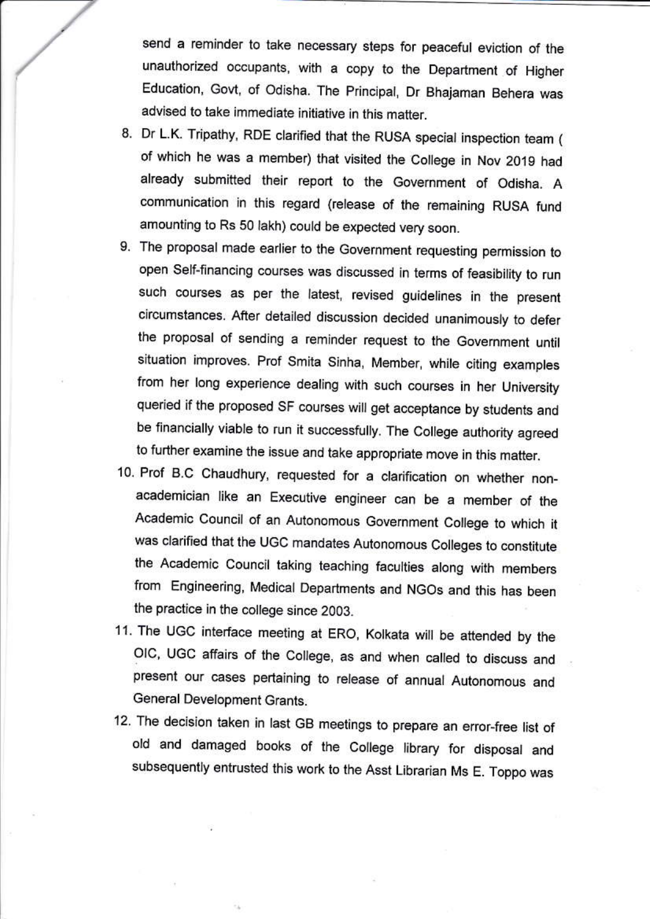send a reminder to take necessary steps for peaceful eviction of the unauthorized occupants, with a copy to the Department of Higher Education, Govt, of Odisha. The Principal, Dr Bhajaman Behera was advised to take immediate initiative in this matter.

8. Dr L.K. Tripathy, RDE clarified that the RUSA special inspection team ( of which he was a member) that visited the College in Nov 2019 had already submitted their report to the Government of Odisha. A communication in this regard (release of the remaining RUSA fund amounting to Rs 50 lakh) could be expected very soon.
9. The proposal made earlier to the Government requesting permission to open Self-financing courses was discussed in terms of feasibility to run such courses as per the latest, revised guidelines in the present circumstances. After detailed discussion decided unanimously to defer the proposal of sending a reminder request to the Government until situation improves. Prof Smita Sinha, Member, while citing examples from her long experience dealing with such courses in her University queried if the proposed SF courses will get acceptance by students and be financially viable to run it successfully. The College authority agreed to further examine the issue and take appropriate move in this matter.
10. Prof B.C Chaudhury, requested for a clarification on whether non-academician like an Executive engineer can be a member of the Academic Council of an Autonomous Government College to which it was clarified that the UGC mandates Autonomous Colleges to constitute the Academic Council taking teaching faculties along with members from Engineering, Medical Departments and NGOs and this has been the practice in the college since 2003.
11. The UGC interface meeting at ERO, Kolkata will be attended by the OIC, UGC affairs of the College, as and when called to discuss and present our cases pertaining to release of annual Autonomous and General Development Grants.
12. The decision taken in last GB meetings to prepare an error-free list of old and damaged books of the College library for disposal and subsequently entrusted this work to the Asst Librarian Ms E. Toppo was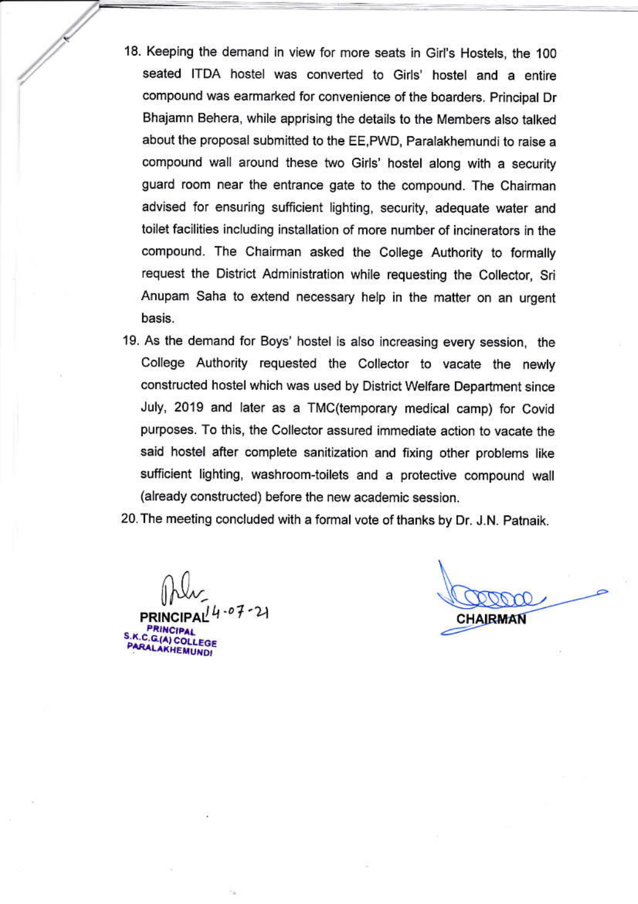18. Keeping the demand in view for more seats in Girl's Hostels, the 100 seated ITDA hostel was converted to Girls' hostel and a entire compound was earmarked for convenience of the boarders. Principal Dr Bhajamn Behera, while apprising the details to the Members also talked about the proposal submitted to the EE,PWD, Paralakhemundi to raise a compound wall around these two Girls' hostel along with a security guard room near the entrance gate to the compound. The Chairman advised for ensuring sufficient lighting, security, adequate water and toilet facilities including installation of more number of incinerators in the compound. The Chairman asked the College Authority to formally request the District Administration while requesting the Collector, Sri Anupam Saha to extend necessary help in the matter on an urgent basis.
19. As the demand for Boys' hostel is also increasing every session, the College Authority requested the Collector to vacate the newly constructed hostel which was used by District Welfare Department since July, 2019 and later as a TMC(temporary medical camp) for Covid purposes. To this, the Collector assured immediate action to vacate the said hostel after complete sanitization and fixing other problems like sufficient lighting, washroom-toilets and a protective compound wall (already constructed) before the new academic session.
20. The meeting concluded with a formal vote of thanks by Dr. J.N. Patnaik.

PRINCIPAL 14-07-21
PRINCIPAL
S.K.C.G.(A) COLLEGE
PARALAKHEMUNDI

CHAIRMAN